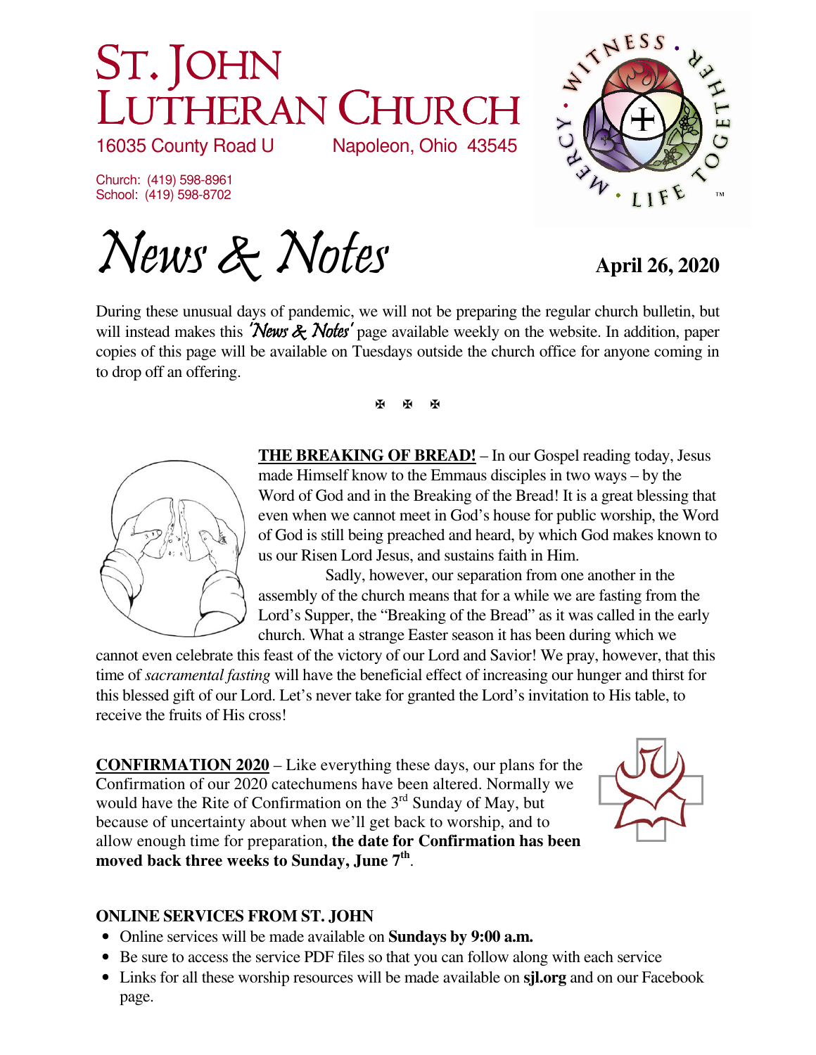# ST. JOHN LUTHERAN CHURCH

16035 County Road U Napoleon, Ohio 43545

Church: (419) 598-8961
School: (419) 598-8702

# *News & Notes*

**April 26, 2020**

During these unusual days of pandemic, we will not be preparing the regular church bulletin, but will instead makes this *'News & Notes'* page available weekly on the website. In addition, paper copies of this page will be available on Tuesdays outside the church office for anyone coming in to drop off an offering.

✠ ✠ ✠

**THE BREAKING OF BREAD!** – In our Gospel reading today, Jesus made Himself know to the Emmaus disciples in two ways – by the Word of God and in the Breaking of the Bread! It is a great blessing that even when we cannot meet in God's house for public worship, the Word of God is still being preached and heard, by which God makes known to us our Risen Lord Jesus, and sustains faith in Him.

Sadly, however, our separation from one another in the assembly of the church means that for a while we are fasting from the Lord's Supper, the "Breaking of the Bread" as it was called in the early church. What a strange Easter season it has been during which we cannot even celebrate this feast of the victory of our Lord and Savior! We pray, however, that this time of *sacramental fasting* will have the beneficial effect of increasing our hunger and thirst for this blessed gift of our Lord. Let's never take for granted the Lord's invitation to His table, to receive the fruits of His cross!

**CONFIRMATION 2020** – Like everything these days, our plans for the Confirmation of our 2020 catechumens have been altered. Normally we would have the Rite of Confirmation on the 3rd Sunday of May, but because of uncertainty about when we'll get back to worship, and to allow enough time for preparation, **the date for Confirmation has been moved back three weeks to Sunday, June 7th**.

**ONLINE SERVICES FROM ST. JOHN**

- Online services will be made available on **Sundays by 9:00 a.m.**
- Be sure to access the service PDF files so that you can follow along with each service
- Links for all these worship resources will be made available on **sjl.org** and on our Facebook page.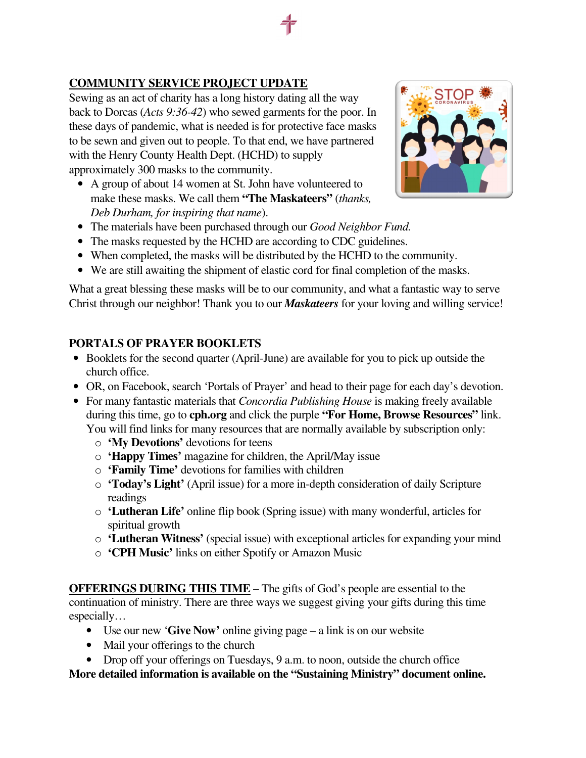## COMMUNITY SERVICE PROJECT UPDATE

Sewing as an act of charity has a long history dating all the way back to Dorcas (*Acts 9:36-42*) who sewed garments for the poor. In these days of pandemic, what is needed is for protective face masks to be sewn and given out to people. To that end, we have partnered with the Henry County Health Dept. (HCHD) to supply approximately 300 masks to the community.

- A group of about 14 women at St. John have volunteered to make these masks. We call them **"The Maskateers"** (*thanks, Deb Durham, for inspiring that name*).
- The materials have been purchased through our *Good Neighbor Fund.*
- The masks requested by the HCHD are according to CDC guidelines.
- When completed, the masks will be distributed by the HCHD to the community.
- We are still awaiting the shipment of elastic cord for final completion of the masks.

What a great blessing these masks will be to our community, and what a fantastic way to serve Christ through our neighbor! Thank you to our ***Maskateers*** for your loving and willing service!

## PORTALS OF PRAYER BOOKLETS

- Booklets for the second quarter (April-June) are available for you to pick up outside the church office.
- OR, on Facebook, search 'Portals of Prayer' and head to their page for each day's devotion.
- For many fantastic materials that *Concordia Publishing House* is making freely available during this time, go to **cph.org** and click the purple **"For Home, Browse Resources"** link. You will find links for many resources that are normally available by subscription only:
  - **'My Devotions'** devotions for teens
  - **'Happy Times'** magazine for children, the April/May issue
  - **'Family Time'** devotions for families with children
  - **'Today's Light'** (April issue) for a more in-depth consideration of daily Scripture readings
  - **'Lutheran Life'** online flip book (Spring issue) with many wonderful, articles for spiritual growth
  - **'Lutheran Witness'** (special issue) with exceptional articles for expanding your mind
  - **'CPH Music'** links on either Spotify or Amazon Music

**<u>OFFERINGS DURING THIS TIME</u>** – The gifts of God's people are essential to the continuation of ministry. There are three ways we suggest giving your gifts during this time especially…

- Use our new '**Give Now**' online giving page – a link is on our website
- Mail your offerings to the church
- Drop off your offerings on Tuesdays, 9 a.m. to noon, outside the church office

**More detailed information is available on the "Sustaining Ministry" document online.**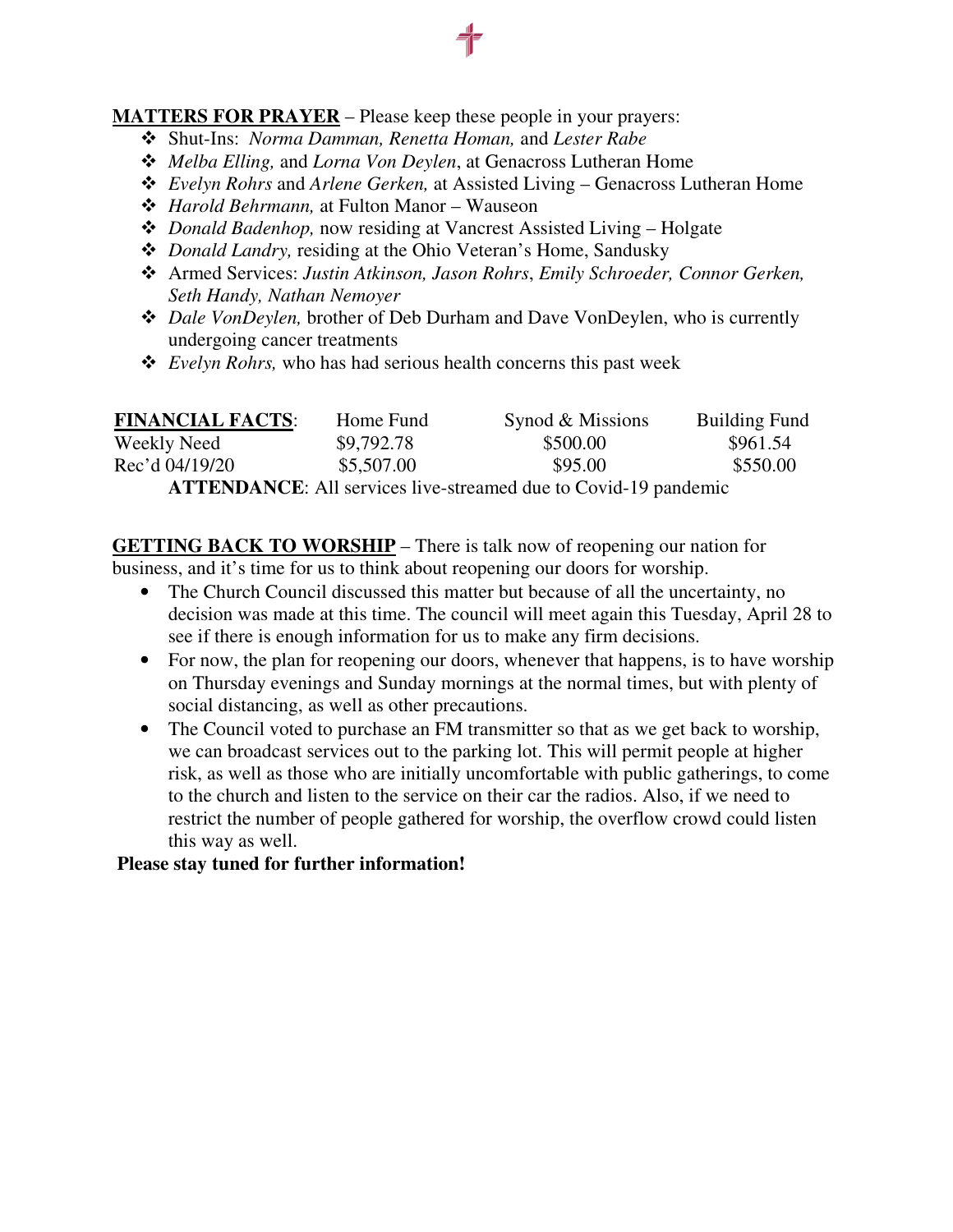**MATTERS FOR PRAYER** – Please keep these people in your prayers:

- Shut-Ins: *Norma Damman, Renetta Homan,* and *Lester Rabe*
- *Melba Elling,* and *Lorna Von Deylen*, at Genacross Lutheran Home
- *Evelyn Rohrs* and *Arlene Gerken,* at Assisted Living – Genacross Lutheran Home
- *Harold Behrmann,* at Fulton Manor – Wauseon
- *Donald Badenhop,* now residing at Vancrest Assisted Living – Holgate
- *Donald Landry,* residing at the Ohio Veteran's Home, Sandusky
- Armed Services: *Justin Atkinson, Jason Rohrs*, *Emily Schroeder, Connor Gerken, Seth Handy, Nathan Nemoyer*
- *Dale VonDeylen,* brother of Deb Durham and Dave VonDeylen, who is currently undergoing cancer treatments
- *Evelyn Rohrs,* who has had serious health concerns this past week

| **FINANCIAL FACTS**: | Home Fund | Synod & Missions | Building Fund |
|---|---|---|---|
| Weekly Need | $9,792.78 | $500.00 | $961.54 |
| Rec'd 04/19/20 | $5,507.00 | $95.00 | $550.00 |

**ATTENDANCE**: All services live-streamed due to Covid-19 pandemic

**GETTING BACK TO WORSHIP** – There is talk now of reopening our nation for business, and it's time for us to think about reopening our doors for worship.

- The Church Council discussed this matter but because of all the uncertainty, no decision was made at this time. The council will meet again this Tuesday, April 28 to see if there is enough information for us to make any firm decisions.
- For now, the plan for reopening our doors, whenever that happens, is to have worship on Thursday evenings and Sunday mornings at the normal times, but with plenty of social distancing, as well as other precautions.
- The Council voted to purchase an FM transmitter so that as we get back to worship, we can broadcast services out to the parking lot. This will permit people at higher risk, as well as those who are initially uncomfortable with public gatherings, to come to the church and listen to the service on their car the radios. Also, if we need to restrict the number of people gathered for worship, the overflow crowd could listen this way as well.

**Please stay tuned for further information!**